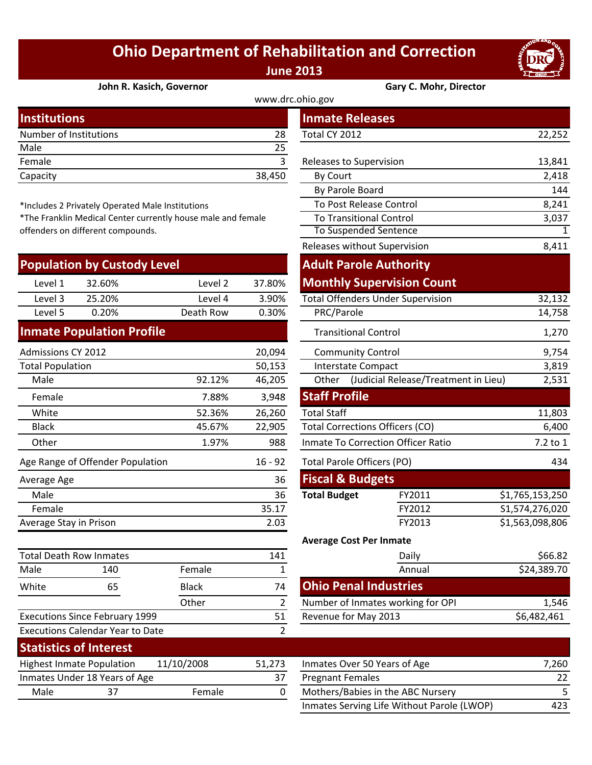# Ohio Department of Rehabilitation and Correction

## June 2013

**John R. Kasich, Governor** **Gary C. Mohr, Director**

www.drc.ohio.gov

## Institutions

| | |
|---|---|
| Number of Institutions | 28 |
| Male | 25 |
| Female | 3 |
| Capacity | 38,450 |

*Includes 2 Privately Operated Male Institutions
*The Franklin Medical Center currently house male and female offenders on different compounds.

## Population by Custody Level

| | | | |
|---|---|---|---|
| Level 1 | 32.60% | Level 2 | 37.80% |
| Level 3 | 25.20% | Level 4 | 3.90% |
| Level 5 | 0.20% | Death Row | 0.30% |

## Inmate Population Profile

| | | |
|---|---|---|
| Admissions CY 2012 | | 20,094 |
| Total Population | | 50,153 |
| Male | 92.12% | 46,205 |
| Female | 7.88% | 3,948 |
| White | 52.36% | 26,260 |
| Black | 45.67% | 22,905 |
| Other | 1.97% | 988 |
| Age Range of Offender Population | | 16 - 92 |
| Average Age | | 36 |
| Male | | 36 |
| Female | | 35.17 |
| Average Stay in Prison | | 2.03 |

| | | | |
|---|---|---|---|
| Total Death Row Inmates | | | 141 |
| Male | 140 | Female | 1 |
| White | 65 | Black | 74 |
| | | Other | 2 |
| Executions Since February 1999 | | | 51 |
| Executions Calendar Year to Date | | | 2 |

## Inmate Releases

| | |
|---|---|
| Total CY 2012 | 22,252 |
| Releases to Supervision | 13,841 |
| By Court | 2,418 |
| By Parole Board | 144 |
| To Post Release Control | 8,241 |
| To Transitional Control | 3,037 |
| To Suspended Sentence | 1 |
| Releases without Supervision | 8,411 |

## Adult Parole Authority Monthly Supervision Count

| | |
|---|---|
| Total Offenders Under Supervision | 32,132 |
| PRC/Parole | 14,758 |
| Transitional Control | 1,270 |
| Community Control | 9,754 |
| Interstate Compact | 3,819 |
| Other (Judicial Release/Treatment in Lieu) | 2,531 |

## Staff Profile

| | |
|---|---|
| Total Staff | 11,803 |
| Total Corrections Officers (CO) | 6,400 |
| Inmate To Correction Officer Ratio | 7.2 to 1 |
| Total Parole Officers (PO) | 434 |

## Fiscal & Budgets

| | | |
|---|---|---|
| **Total Budget** | FY2011 | $1,765,153,250 |
| | FY2012 | $1,574,276,020 |
| | FY2013 | $1,563,098,806 |

**Average Cost Per Inmate**

| | |
|---|---|
| Daily | $66.82 |
| Annual | $24,389.70 |

## Ohio Penal Industries

| | |
|---|---|
| Number of Inmates working for OPI | 1,546 |
| Revenue for May 2013 | $6,482,461 |

## Statistics of Interest

| | | | |
|---|---|---|---|
| Highest Inmate Population | 11/10/2008 | | 51,273 |
| Inmates Under 18 Years of Age | | | 37 |
| Male | 37 | Female | 0 |

| | |
|---|---|
| Inmates Over 50 Years of Age | 7,260 |
| Pregnant Females | 22 |
| Mothers/Babies in the ABC Nursery | 5 |
| Inmates Serving Life Without Parole (LWOP) | 423 |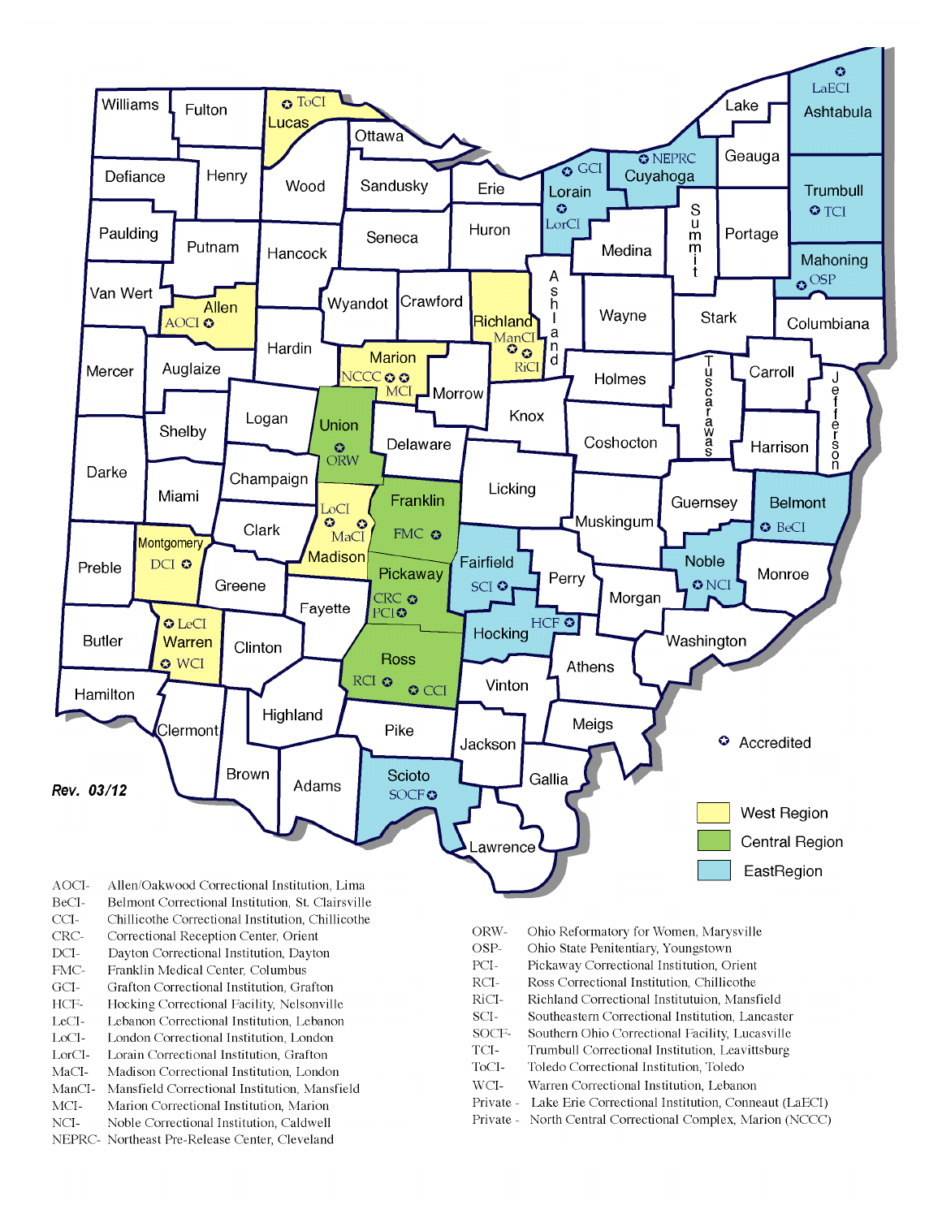Rev. 03/12

✪ Accredited

West Region

Central Region

EastRegion

AOCI- Allen/Oakwood Correctional Institution, Lima
BeCI- Belmont Correctional Institution, St. Clairsville
CCI- Chillicothe Correctional Institution, Chillicothe
CRC- Correctional Reception Center, Orient
DCI- Dayton Correctional Institution, Dayton
FMC- Franklin Medical Center, Columbus
GCI- Grafton Correctional Institution, Grafton
HCF- Hocking Correctional Facility, Nelsonville
LeCI- Lebanon Correctional Institution, Lebanon
LoCI- London Correctional Institution, London
LorCI- Lorain Correctional Institution, Grafton
MaCI- Madison Correctional Institution, London
ManCI- Mansfield Correctional Institution, Mansfield
MCI- Marion Correctional Institution, Marion
NCI- Noble Correctional Institution, Caldwell
NEPRC- Northeast Pre-Release Center, Cleveland

ORW- Ohio Reformatory for Women, Marysville
OSP- Ohio State Penitentiary, Youngstown
PCI- Pickaway Correctional Institution, Orient
RCI- Ross Correctional Institution, Chillicothe
RiCI- Richland Correctional Instituttuion, Mansfield
SCI- Southeastern Correctional Institution, Lancaster
SOCF- Southern Ohio Correctional Facility, Lucasville
TCI- Trumbull Correctional Institution, Leavittsburg
ToCI- Toledo Correctional Institution, Toledo
WCI- Warren Correctional Institution, Lebanon
Private - Lake Erie Correctional Institution, Conneaut (LaECI)
Private - North Central Correctional Complex, Marion (NCCC)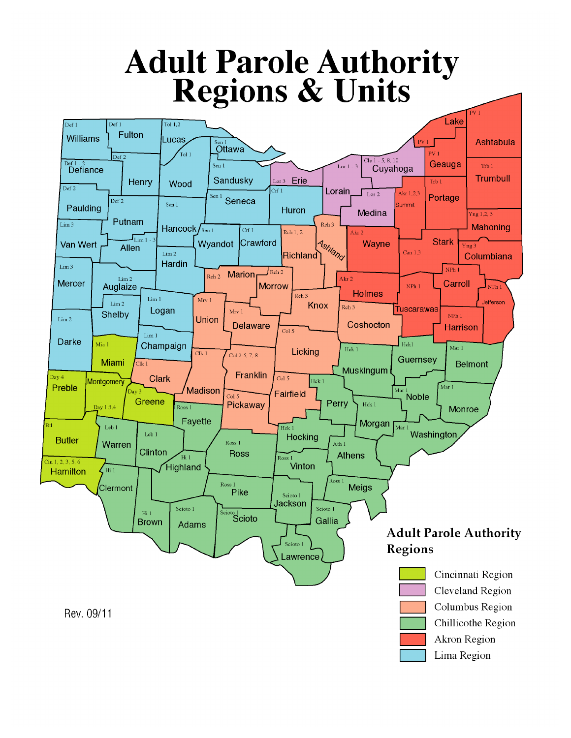# Adult Parole Authority Regions & Units

Def 1
Williams
Def 1
Fulton
Tol 1,2
Lucas
Sen 1
Ottawa
Tol 1
Wood
Def 1 - 2
Defiance
Def 2
Henry
Sen 1
Sandusky
Lor 3
Erie
Lor 1 - 3
Lorain
Cle 1 - 5, 8, 10
Cuyahoga
PV 1
Lake
PV 1
Ashtabula
PV 1
Geauga
Trb 1
Trumbull
Def 2
Paulding
Def 2
Putnam
Sen 1
Hancock
Sen 1
Seneca
Crf 1
Huron
Lor 2
Medina
Akr 1,2,3
Summit
Trb 1
Portage
Yng 1,2, 3
Mahoning
Lim 3
Van Wert
Lim 1 - 3
Allen
Sen 1
Wyandot
Crf 1
Crawford
Rch 1, 2
Richland
Rch 3
Ashland
Akr 2
Wayne
Can 1,3
Stark
Yng 3
Columbiana
Lim 3
Mercer
Lim 2
Auglaize
Lim 2
Hardin
Rch 2
Marion
Rch 2
Morrow
Rch 3
Knox
Akr 2
Holmes
NPh 1
Tuscarawas
NPh 1
Carroll
NPh 1
Jefferson
NPh 1
Harrison
Lim 2
Shelby
Lim 1
Logan
Mrv 1
Union
Mrv 1
Delaware
Rch 3
Coshocton
Lim 2
Darke
Mia 1
Miami
Lim 1
Champaign
Col 5
Licking
Hck 1
Muskingum
Hck1
Guernsey
Mar 1
Belmont
Clk 1
Clark
Clk 1
Madison
Col 2-5, 7, 8
Franklin
Col 5
Fairfield
Hck 1
Perry
Mar 1
Noble
Mar 1
Monroe
Day 4
Preble
Montgomery
Day 3
Greene
Day 1,3,4
Ross 1
Fayette
Col 5
Pickaway
Hck 1
Morgan
Mar 1
Washington
Btl
Butler
Leb 1
Warren
Leb 1
Clinton
Hck 1
Hocking
Ath 1
Athens
Cin 1, 2, 3, 5, 6
Hamilton
Hi 1
Highland
Ross 1
Ross
Ross 1
Vinton
Hi 1
Clermont
Ross 1
Pike
Sciolo 1
Jackson
Ross 1
Meigs
Hi 1
Brown
Sciolo 1
Adams
Sciolo 1
Scioto
Sciolo 1
Gallia
Sciolo 1
Lawrence

**Adult Parole Authority Regions**

- Cincinnati Region
- Cleveland Region
- Columbus Region
- Chillicothe Region
- Akron Region
- Lima Region

Rev. 09/11